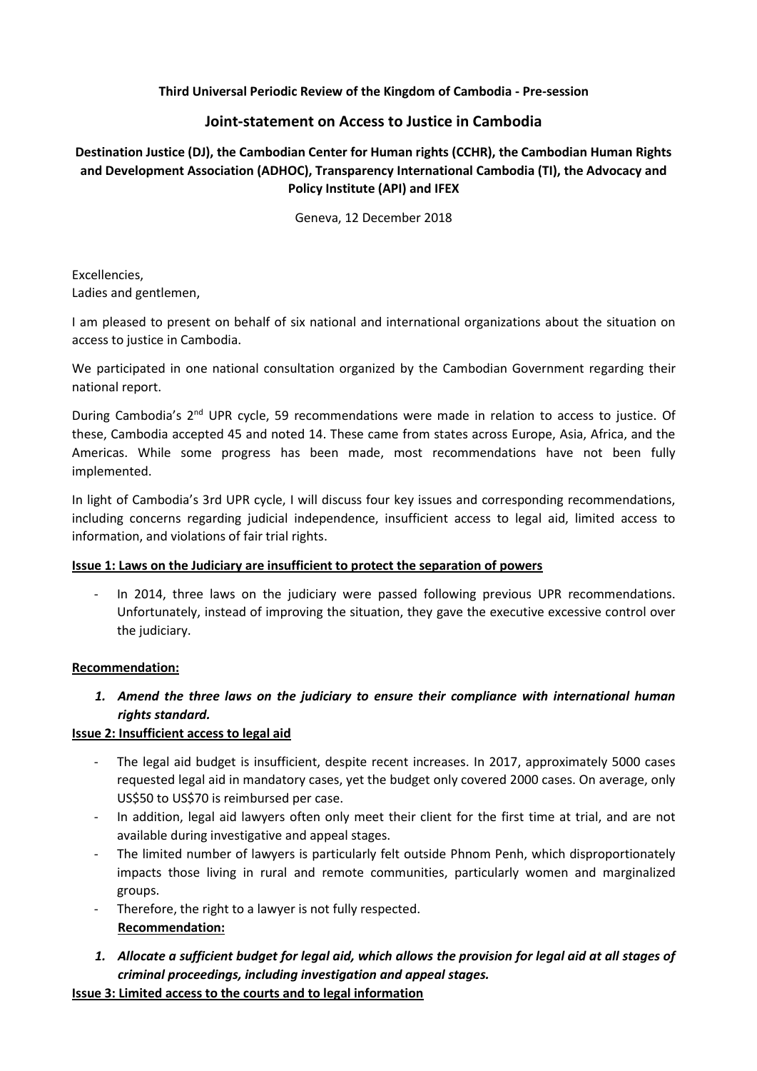**Third Universal Periodic Review of the Kingdom of Cambodia - Pre-session**

# Joint-statement on Access to Justice in Cambodia

**Destination Justice (DJ), the Cambodian Center for Human rights (CCHR), the Cambodian Human Rights and Development Association (ADHOC), Transparency International Cambodia (TI), the Advocacy and Policy Institute (API) and IFEX**

Geneva, 12 December 2018

Excellencies,
Ladies and gentlemen,

I am pleased to present on behalf of six national and international organizations about the situation on access to justice in Cambodia.

We participated in one national consultation organized by the Cambodian Government regarding their national report.

During Cambodia's 2nd UPR cycle, 59 recommendations were made in relation to access to justice. Of these, Cambodia accepted 45 and noted 14. These came from states across Europe, Asia, Africa, and the Americas. While some progress has been made, most recommendations have not been fully implemented.

In light of Cambodia's 3rd UPR cycle, I will discuss four key issues and corresponding recommendations, including concerns regarding judicial independence, insufficient access to legal aid, limited access to information, and violations of fair trial rights.

**Issue 1: Laws on the Judiciary are insufficient to protect the separation of powers**

- In 2014, three laws on the judiciary were passed following previous UPR recommendations. Unfortunately, instead of improving the situation, they gave the executive excessive control over the judiciary.

**Recommendation:**

1. ***Amend the three laws on the judiciary to ensure their compliance with international human rights standard.***

**Issue 2: Insufficient access to legal aid**

- The legal aid budget is insufficient, despite recent increases. In 2017, approximately 5000 cases requested legal aid in mandatory cases, yet the budget only covered 2000 cases. On average, only US$50 to US$70 is reimbursed per case.
- In addition, legal aid lawyers often only meet their client for the first time at trial, and are not available during investigative and appeal stages.
- The limited number of lawyers is particularly felt outside Phnom Penh, which disproportionately impacts those living in rural and remote communities, particularly women and marginalized groups.
- Therefore, the right to a lawyer is not fully respected.

**Recommendation:**

1. ***Allocate a sufficient budget for legal aid, which allows the provision for legal aid at all stages of criminal proceedings, including investigation and appeal stages.***

**Issue 3: Limited access to the courts and to legal information**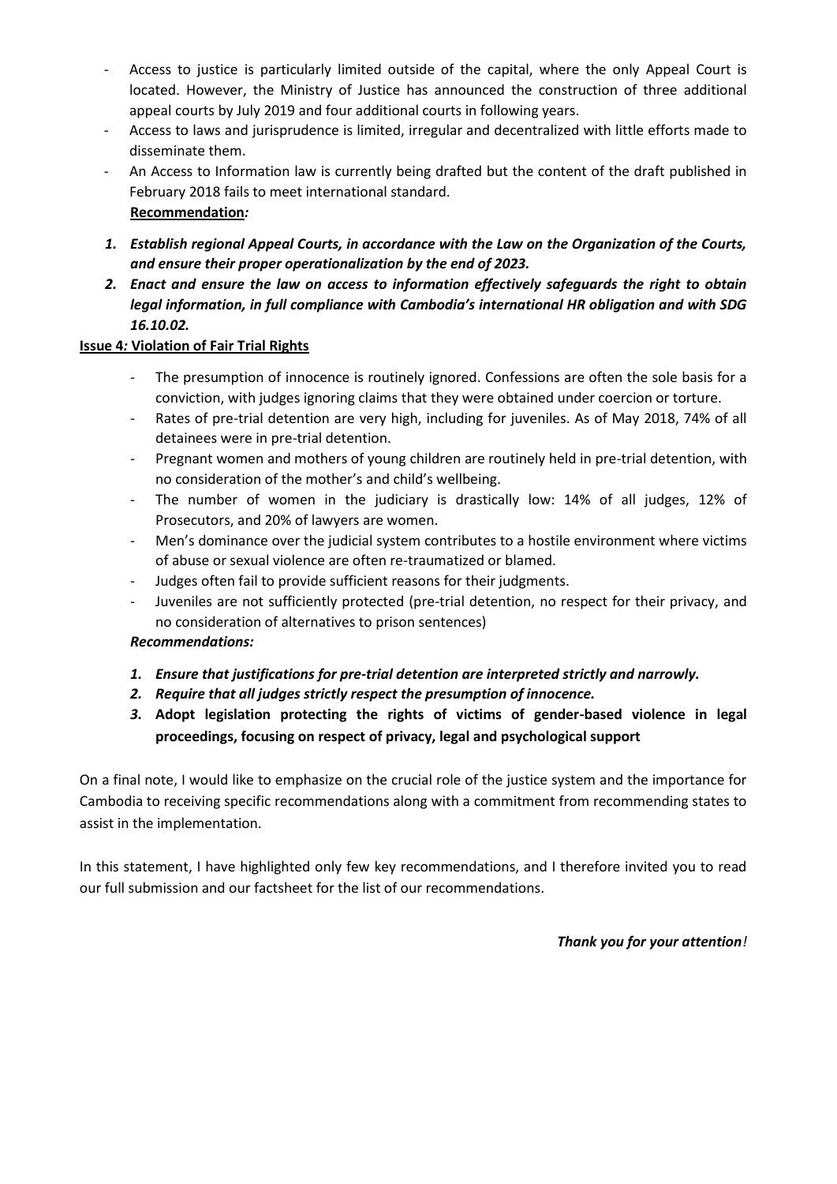- Access to justice is particularly limited outside of the capital, where the only Appeal Court is located. However, the Ministry of Justice has announced the construction of three additional appeal courts by July 2019 and four additional courts in following years.
- Access to laws and jurisprudence is limited, irregular and decentralized with little efforts made to disseminate them.
- An Access to Information law is currently being drafted but the content of the draft published in February 2018 fails to meet international standard.

**Recommendation*:***

1. ***Establish regional Appeal Courts, in accordance with the Law on the Organization of the Courts, and ensure their proper operationalization by the end of 2023.***
2. ***Enact and ensure the law on access to information effectively safeguards the right to obtain legal information, in full compliance with Cambodia's international HR obligation and with SDG 16.10.02.***

**Issue 4*:* Violation of Fair Trial Rights**

- The presumption of innocence is routinely ignored. Confessions are often the sole basis for a conviction, with judges ignoring claims that they were obtained under coercion or torture.
- Rates of pre-trial detention are very high, including for juveniles. As of May 2018, 74% of all detainees were in pre-trial detention.
- Pregnant women and mothers of young children are routinely held in pre-trial detention, with no consideration of the mother's and child's wellbeing.
- The number of women in the judiciary is drastically low: 14% of all judges, 12% of Prosecutors, and 20% of lawyers are women.
- Men's dominance over the judicial system contributes to a hostile environment where victims of abuse or sexual violence are often re-traumatized or blamed.
- Judges often fail to provide sufficient reasons for their judgments.
- Juveniles are not sufficiently protected (pre-trial detention, no respect for their privacy, and no consideration of alternatives to prison sentences)

***Recommendations:***

1. ***Ensure that justifications for pre-trial detention are interpreted strictly and narrowly.***
2. ***Require that all judges strictly respect the presumption of innocence.***
3. **Adopt legislation protecting the rights of victims of gender-based violence in legal proceedings, focusing on respect of privacy, legal and psychological support**

On a final note, I would like to emphasize on the crucial role of the justice system and the importance for Cambodia to receiving specific recommendations along with a commitment from recommending states to assist in the implementation.

In this statement, I have highlighted only few key recommendations, and I therefore invited you to read our full submission and our factsheet for the list of our recommendations.

***Thank you for your attention!***